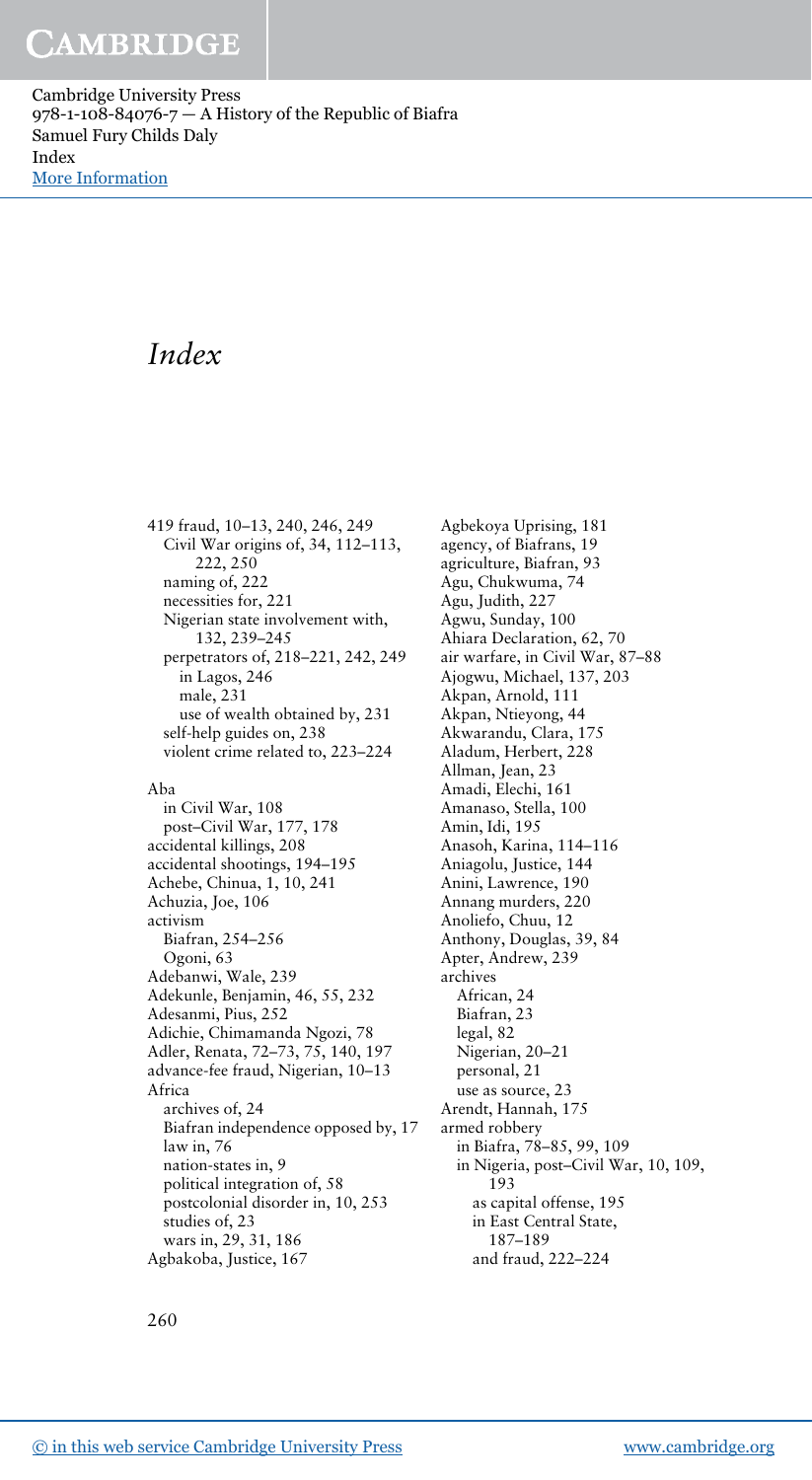# Index

419 fraud, 10–13, 240, 246, 249
- Civil War origins of, 34, 112–113, 222, 250
- naming of, 222
- necessities for, 221
- Nigerian state involvement with, 132, 239–245
- perpetrators of, 218–221, 242, 249
  - in Lagos, 246
  - male, 231
  - use of wealth obtained by, 231
- self-help guides on, 238
- violent crime related to, 223–224

Aba
- in Civil War, 108
- post–Civil War, 177, 178

accidental killings, 208
accidental shootings, 194–195
Achebe, Chinua, 1, 10, 241
Achuzia, Joe, 106
activism
- Biafran, 254–256
- Ogoni, 63

Adebanwi, Wale, 239
Adekunle, Benjamin, 46, 55, 232
Adesanmi, Pius, 252
Adichie, Chimamanda Ngozi, 78
Adler, Renata, 72–73, 75, 140, 197
advance-fee fraud, Nigerian, 10–13
Africa
- archives of, 24
- Biafran independence opposed by, 17
- law in, 76
- nation-states in, 9
- political integration of, 58
- postcolonial disorder in, 10, 253
- studies of, 23
- wars in, 29, 31, 186

Agbakoba, Justice, 167
Agbekoya Uprising, 181
agency, of Biafrans, 19
agriculture, Biafran, 93
Agu, Chukwuma, 74
Agu, Judith, 227
Agwu, Sunday, 100
Ahiara Declaration, 62, 70
air warfare, in Civil War, 87–88
Ajogwu, Michael, 137, 203
Akpan, Arnold, 111
Akpan, Ntieyong, 44
Akwarandu, Clara, 175
Aladum, Herbert, 228
Allman, Jean, 23
Amadi, Elechi, 161
Amanaso, Stella, 100
Amin, Idi, 195
Anasoh, Karina, 114–116
Aniagolu, Justice, 144
Anini, Lawrence, 190
Annang murders, 220
Anoliefo, Chuu, 12
Anthony, Douglas, 39, 84
Apter, Andrew, 239
archives
- African, 24
- Biafran, 23
- legal, 82
- Nigerian, 20–21
- personal, 21
- use as source, 23

Arendt, Hannah, 175
armed robbery
- in Biafra, 78–85, 99, 109
- in Nigeria, post–Civil War, 10, 109, 193
  - as capital offense, 195
  - in East Central State, 187–189
  - and fraud, 222–224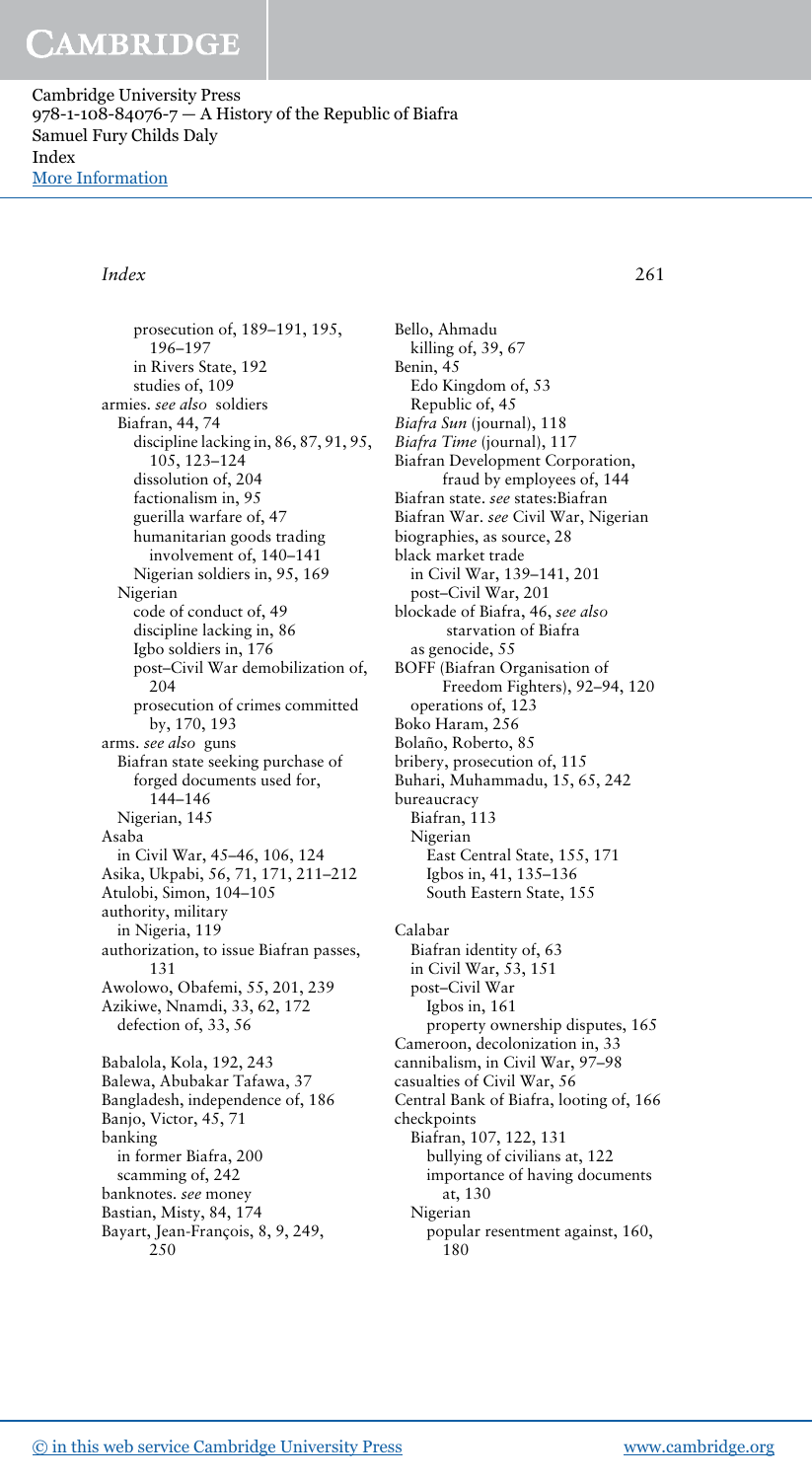prosecution of, 189–191, 195, 196–197
in Rivers State, 192
studies of, 109

armies. *see also* soldiers
- Biafran, 44, 74
  - discipline lacking in, 86, 87, 91, 95, 105, 123–124
  - dissolution of, 204
  - factionalism in, 95
  - guerilla warfare of, 47
  - humanitarian goods trading involvement of, 140–141
  - Nigerian soldiers in, 95, 169
- Nigerian
  - code of conduct of, 49
  - discipline lacking in, 86
  - Igbo soldiers in, 176
  - post–Civil War demobilization of, 204
  - prosecution of crimes committed by, 170, 193

arms. *see also* guns
- Biafran state seeking purchase of
  - forged documents used for, 144–146
- Nigerian, 145

Asaba
- in Civil War, 45–46, 106, 124

Asika, Ukpabi, 56, 71, 171, 211–212

Atulobi, Simon, 104–105

authority, military
- in Nigeria, 119

authorization, to issue Biafran passes, 131

Awolowo, Obafemi, 55, 201, 239

Azikiwe, Nnamdi, 33, 62, 172
- defection of, 33, 56

Babalola, Kola, 192, 243

Balewa, Abubakar Tafawa, 37

Bangladesh, independence of, 186

Banjo, Victor, 45, 71

banking
- in former Biafra, 200
- scamming of, 242

banknotes. *see* money

Bastian, Misty, 84, 174

Bayart, Jean-François, 8, 9, 249, 250

Bello, Ahmadu
- killing of, 39, 67

Benin, 45
- Edo Kingdom of, 53
- Republic of, 45

*Biafra Sun* (journal), 118

*Biafra Time* (journal), 117

Biafran Development Corporation, fraud by employees of, 144

Biafran state. *see* states:Biafran

Biafran War. *see* Civil War, Nigerian

biographies, as source, 28

black market trade
- in Civil War, 139–141, 201
- post–Civil War, 201

blockade of Biafra, 46, *see also* starvation of Biafra
- as genocide, 55

BOFF (Biafran Organisation of Freedom Fighters), 92–94, 120
- operations of, 123

Boko Haram, 256

Bolaño, Roberto, 85

bribery, prosecution of, 115

Buhari, Muhammadu, 15, 65, 242

bureaucracy
- Biafran, 113
- Nigerian
  - East Central State, 155, 171
  - Igbos in, 41, 135–136
  - South Eastern State, 155

Calabar
- Biafran identity of, 63
- in Civil War, 53, 151
- post–Civil War
  - Igbos in, 161
  - property ownership disputes, 165

Cameroon, decolonization in, 33

cannibalism, in Civil War, 97–98

casualties of Civil War, 56

Central Bank of Biafra, looting of, 166

checkpoints
- Biafran, 107, 122, 131
  - bullying of civilians at, 122
  - importance of having documents at, 130
- Nigerian
  - popular resentment against, 160, 180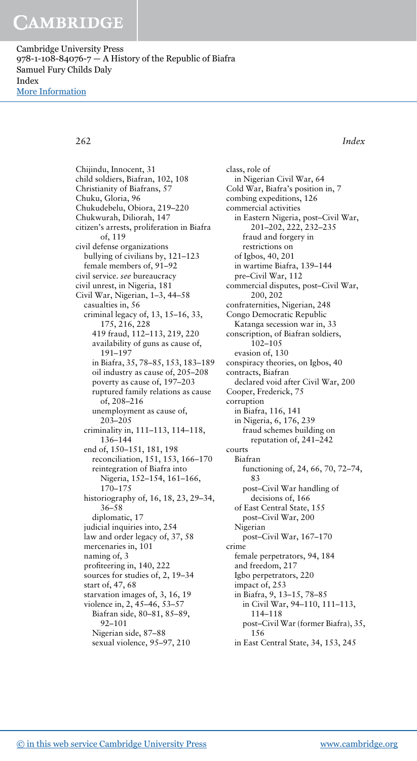Chijindu, Innocent, 31
child soldiers, Biafran, 102, 108
Christianity of Biafrans, 57
Chuku, Gloria, 96
Chukudebelu, Obiora, 219–220
Chukwurah, Diliorah, 147
citizen's arrests, proliferation in Biafra of, 119
civil defense organizations
  bullying of civilians by, 121–123
  female members of, 91–92
civil service. *see* bureaucracy
civil unrest, in Nigeria, 181
Civil War, Nigerian, 1–3, 44–58
  casualties in, 56
  criminal legacy of, 13, 15–16, 33, 175, 216, 228
    419 fraud, 112–113, 219, 220
    availability of guns as cause of, 191–197
    in Biafra, 35, 78–85, 153, 183–189
    oil industry as cause of, 205–208
    poverty as cause of, 197–203
    ruptured family relations as cause of, 208–216
    unemployment as cause of, 203–205
  criminality in, 111–113, 114–118, 136–144
  end of, 150–151, 181, 198
    reconciliation, 151, 153, 166–170
    reintegration of Biafra into Nigeria, 152–154, 161–166, 170–175
  historiography of, 16, 18, 23, 29–34, 36–58
    diplomatic, 17
  judicial inquiries into, 254
  law and order legacy of, 37, 58
  mercenaries in, 101
  naming of, 3
  profiteering in, 140, 222
  sources for studies of, 2, 19–34
  start of, 47, 68
  starvation images of, 3, 16, 19
  violence in, 2, 45–46, 53–57
    Biafran side, 80–81, 85–89, 92–101
    Nigerian side, 87–88
    sexual violence, 95–97, 210

class, role of
  in Nigerian Civil War, 64
Cold War, Biafra's position in, 7
combing expeditions, 126
commercial activities
  in Eastern Nigeria, post–Civil War, 201–202, 222, 232–235
    fraud and forgery in
    restrictions on
  of Igbos, 40, 201
  in wartime Biafra, 139–144
  pre–Civil War, 112
commercial disputes, post–Civil War, 200, 202
confraternities, Nigerian, 248
Congo Democratic Republic
  Katanga secession war in, 33
conscription, of Biafran soldiers, 102–105
  evasion of, 130
conspiracy theories, on Igbos, 40
contracts, Biafran
  declared void after Civil War, 200
Cooper, Frederick, 75
corruption
  in Biafra, 116, 141
  in Nigeria, 6, 176, 239
    fraud schemes building on reputation of, 241–242
courts
  Biafran
    functioning of, 24, 66, 70, 72–74, 83
    post–Civil War handling of decisions of, 166
  of East Central State, 155
    post–Civil War, 200
  Nigerian
    post–Civil War, 167–170
crime
  female perpetrators, 94, 184
  and freedom, 217
  Igbo perpetrators, 220
  impact of, 253
  in Biafra, 9, 13–15, 78–85
    in Civil War, 94–110, 111–113, 114–118
    post–Civil War (former Biafra), 35, 156
  in East Central State, 34, 153, 245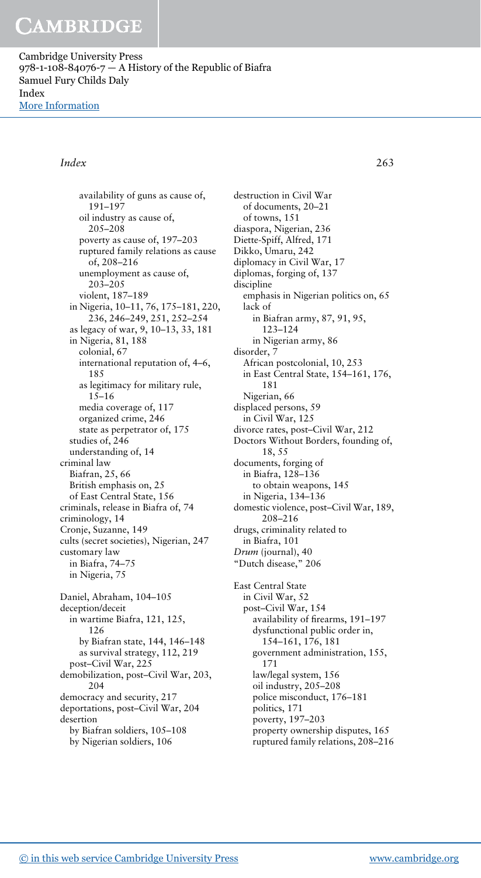availability of guns as cause of, 191–197
oil industry as cause of, 205–208
poverty as cause of, 197–203
ruptured family relations as cause of, 208–216
unemployment as cause of, 203–205
violent, 187–189
in Nigeria, 10–11, 76, 175–181, 220, 236, 246–249, 251, 252–254
as legacy of war, 9, 10–13, 33, 181
in Nigeria, 81, 188
colonial, 67
international reputation of, 4–6, 185
as legitimacy for military rule, 15–16
media coverage of, 117
organized crime, 246
state as perpetrator of, 175
studies of, 246
understanding of, 14
criminal law
Biafran, 25, 66
British emphasis on, 25
of East Central State, 156
criminals, release in Biafra of, 74
criminology, 14
Cronje, Suzanne, 149
cults (secret societies), Nigerian, 247
customary law
in Biafra, 74–75
in Nigeria, 75

Daniel, Abraham, 104–105
deception/deceit
in wartime Biafra, 121, 125, 126
by Biafran state, 144, 146–148
as survival strategy, 112, 219
post–Civil War, 225
demobilization, post–Civil War, 203, 204
democracy and security, 217
deportations, post–Civil War, 204
desertion
by Biafran soldiers, 105–108
by Nigerian soldiers, 106
destruction in Civil War
of documents, 20–21
of towns, 151
diaspora, Nigerian, 236
Diette-Spiff, Alfred, 171
Dikko, Umaru, 242
diplomacy in Civil War, 17
diplomas, forging of, 137
discipline
emphasis in Nigerian politics on, 65
lack of
in Biafran army, 87, 91, 95, 123–124
in Nigerian army, 86
disorder, 7
African postcolonial, 10, 253
in East Central State, 154–161, 176, 181
Nigerian, 66
displaced persons, 59
in Civil War, 125
divorce rates, post–Civil War, 212
Doctors Without Borders, founding of, 18, 55
documents, forging of
in Biafra, 128–136
to obtain weapons, 145
in Nigeria, 134–136
domestic violence, post–Civil War, 189, 208–216
drugs, criminality related to
in Biafra, 101
*Drum* (journal), 40
"Dutch disease," 206

East Central State
in Civil War, 52
post–Civil War, 154
availability of firearms, 191–197
dysfunctional public order in, 154–161, 176, 181
government administration, 155, 171
law/legal system, 156
oil industry, 205–208
police misconduct, 176–181
politics, 171
poverty, 197–203
property ownership disputes, 165
ruptured family relations, 208–216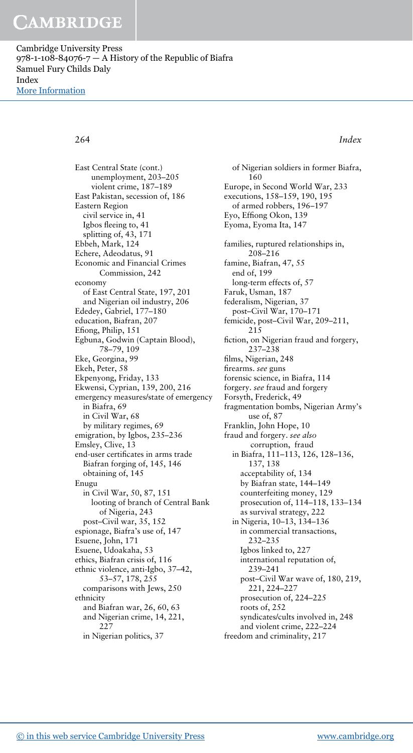East Central State (cont.)
- unemployment, 203–205
- violent crime, 187–189

East Pakistan, secession of, 186

Eastern Region
- civil service in, 41
- Igbos fleeing to, 41
- splitting of, 43, 171

Ebbeh, Mark, 124

Echere, Adeodatus, 91

Economic and Financial Crimes Commission, 242

economy
- of East Central State, 197, 201
- and Nigerian oil industry, 206

Ededey, Gabriel, 177–180

education, Biafran, 207

Efiong, Philip, 151

Egbuna, Godwin (Captain Blood), 78–79, 109

Eke, Georgina, 99

Ekeh, Peter, 58

Ekpenyong, Friday, 133

Ekwensi, Cyprian, 139, 200, 216

emergency measures/state of emergency
- in Biafra, 69
- in Civil War, 68
- by military regimes, 69

emigration, by Igbos, 235–236

Emsley, Clive, 13

end-user certificates in arms trade
- Biafran forging of, 145, 146
- obtaining of, 145

Enugu
- in Civil War, 50, 87, 151
  - looting of branch of Central Bank of Nigeria, 243
- post–Civil war, 35, 152

espionage, Biafra's use of, 147

Esuene, John, 171

Esuene, Udoakaha, 53

ethics, Biafran crisis of, 116

ethnic violence, anti-Igbo, 37–42, 53–57, 178, 255
- comparisons with Jews, 250

ethnicity
- and Biafran war, 26, 60, 63
- and Nigerian crime, 14, 221, 227
- in Nigerian politics, 37
- of Nigerian soldiers in former Biafra, 160

Europe, in Second World War, 233

executions, 158–159, 190, 195
- of armed robbers, 196–197

Eyo, Effiong Okon, 139

Eyoma, Eyoma Ita, 147

families, ruptured relationships in, 208–216

famine, Biafran, 47, 55
- end of, 199
- long-term effects of, 57

Faruk, Usman, 187

federalism, Nigerian, 37
- post–Civil War, 170–171

femicide, post–Civil War, 209–211, 215

fiction, on Nigerian fraud and forgery, 237–238

films, Nigerian, 248

firearms. *see* guns

forensic science, in Biafra, 114

forgery. *see* fraud and forgery

Forsyth, Frederick, 49

fragmentation bombs, Nigerian Army's use of, 87

Franklin, John Hope, 10

fraud and forgery. *see also* corruption, fraud
- in Biafra, 111–113, 126, 128–136, 137, 138
  - acceptability of, 134
  - by Biafran state, 144–149
  - counterfeiting money, 129
  - prosecution of, 114–118, 133–134
  - as survival strategy, 222
- in Nigeria, 10–13, 134–136
  - in commercial transactions, 232–235
  - Igbos linked to, 227
  - international reputation of, 239–241
  - post–Civil War wave of, 180, 219, 221, 224–227
  - prosecution of, 224–225
  - roots of, 252
  - syndicates/cults involved in, 248
  - and violent crime, 222–224

freedom and criminality, 217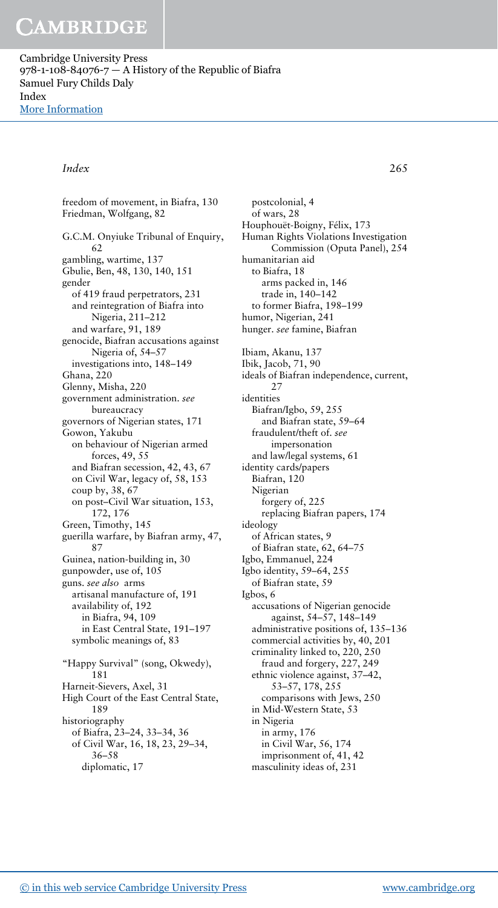freedom of movement, in Biafra, 130
Friedman, Wolfgang, 82

G.C.M. Onyiuke Tribunal of Enquiry, 62
gambling, wartime, 137
Gbulie, Ben, 48, 130, 140, 151
gender
  of 419 fraud perpetrators, 231
  and reintegration of Biafra into Nigeria, 211–212
  and warfare, 91, 189
genocide, Biafran accusations against Nigeria of, 54–57
  investigations into, 148–149
Ghana, 220
Glenny, Misha, 220
government administration. *see* bureaucracy
governors of Nigerian states, 171
Gowon, Yakubu
  on behaviour of Nigerian armed forces, 49, 55
  and Biafran secession, 42, 43, 67
  on Civil War, legacy of, 58, 153
  coup by, 38, 67
  on post–Civil War situation, 153, 172, 176
Green, Timothy, 145
guerilla warfare, by Biafran army, 47, 87
Guinea, nation-building in, 30
gunpowder, use of, 105
guns. *see also* arms
  artisanal manufacture of, 191
  availability of, 192
    in Biafra, 94, 109
    in East Central State, 191–197
  symbolic meanings of, 83

"Happy Survival" (song, Okwedy), 181
Harneit-Sievers, Axel, 31
High Court of the East Central State, 189
historiography
  of Biafra, 23–24, 33–34, 36
  of Civil War, 16, 18, 23, 29–34, 36–58
    diplomatic, 17
    postcolonial, 4
  of wars, 28
Houphouët-Boigny, Félix, 173
Human Rights Violations Investigation Commission (Oputa Panel), 254
humanitarian aid
  to Biafra, 18
    arms packed in, 146
    trade in, 140–142
  to former Biafra, 198–199
humor, Nigerian, 241
hunger. *see* famine, Biafran

Ibiam, Akanu, 137
Ibik, Jacob, 71, 90
ideals of Biafran independence, current, 27
identities
  Biafran/Igbo, 59, 255
  and Biafran state, 59–64
  fraudulent/theft of. *see* impersonation
  and law/legal systems, 61
identity cards/papers
  Biafran, 120
  Nigerian
    forgery of, 225
    replacing Biafran papers, 174
ideology
  of African states, 9
  of Biafran state, 62, 64–75
Igbo, Emmanuel, 224
Igbo identity, 59–64, 255
  of Biafran state, 59
Igbos, 6
  accusations of Nigerian genocide against, 54–57, 148–149
  administrative positions of, 135–136
  commercial activities by, 40, 201
  criminality linked to, 220, 250
    fraud and forgery, 227, 249
  ethnic violence against, 37–42, 53–57, 178, 255
  comparisons with Jews, 250
  in Mid-Western State, 53
  in Nigeria
    in army, 176
    in Civil War, 56, 174
    imprisonment of, 41, 42
  masculinity ideas of, 231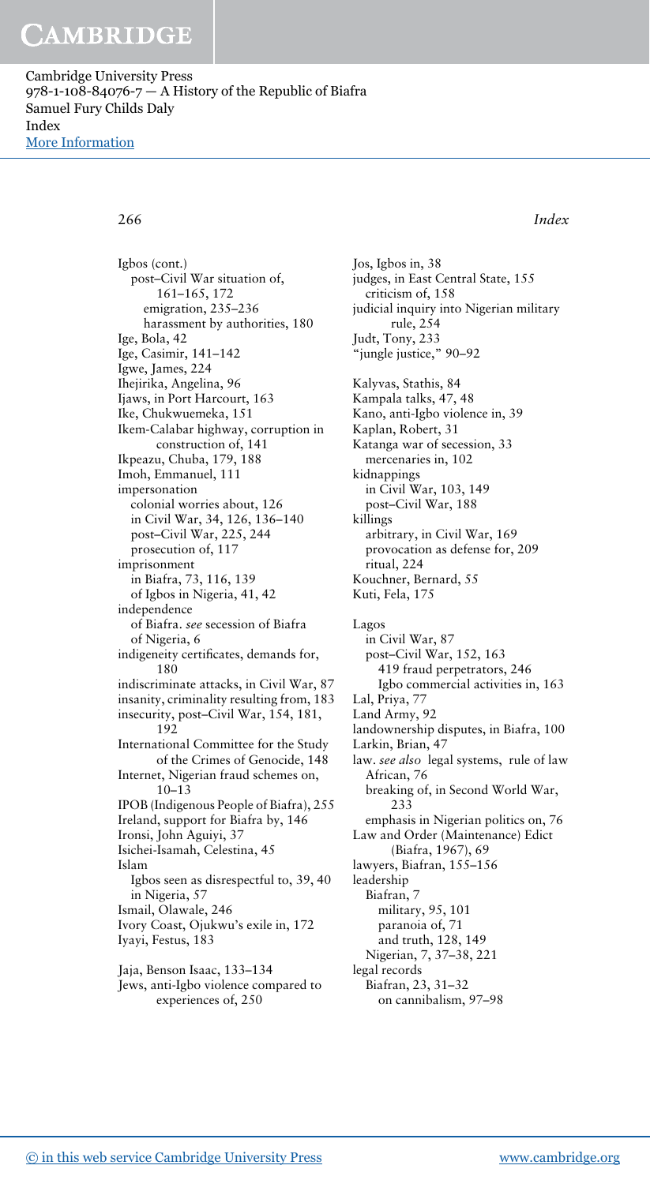Igbos (cont.)
  post–Civil War situation of, 161–165, 172
    emigration, 235–236
    harassment by authorities, 180
Ige, Bola, 42
Ige, Casimir, 141–142
Igwe, James, 224
Ihejirika, Angelina, 96
Ijaws, in Port Harcourt, 163
Ike, Chukwuemeka, 151
Ikem-Calabar highway, corruption in construction of, 141
Ikpeazu, Chuba, 179, 188
Imoh, Emmanuel, 111
impersonation
  colonial worries about, 126
  in Civil War, 34, 126, 136–140
  post–Civil War, 225, 244
  prosecution of, 117
imprisonment
  in Biafra, 73, 116, 139
  of Igbos in Nigeria, 41, 42
independence
  of Biafra. *see* secession of Biafra
  of Nigeria, 6
indigeneity certificates, demands for, 180
indiscriminate attacks, in Civil War, 87
insanity, criminality resulting from, 183
insecurity, post–Civil War, 154, 181, 192
International Committee for the Study of the Crimes of Genocide, 148
Internet, Nigerian fraud schemes on, 10–13
IPOB (Indigenous People of Biafra), 255
Ireland, support for Biafra by, 146
Ironsi, John Aguiyi, 37
Isichei-Isamah, Celestina, 45
Islam
  Igbos seen as disrespectful to, 39, 40
  in Nigeria, 57
Ismail, Olawale, 246
Ivory Coast, Ojukwu's exile in, 172
Iyayi, Festus, 183

Jaja, Benson Isaac, 133–134
Jews, anti-Igbo violence compared to experiences of, 250
Jos, Igbos in, 38
judges, in East Central State, 155
  criticism of, 158
judicial inquiry into Nigerian military rule, 254
Judt, Tony, 233
"jungle justice," 90–92

Kalyvas, Stathis, 84
Kampala talks, 47, 48
Kano, anti-Igbo violence in, 39
Kaplan, Robert, 31
Katanga war of secession, 33
  mercenaries in, 102
kidnappings
  in Civil War, 103, 149
  post–Civil War, 188
killings
  arbitrary, in Civil War, 169
  provocation as defense for, 209
  ritual, 224
Kouchner, Bernard, 55
Kuti, Fela, 175

Lagos
  in Civil War, 87
  post–Civil War, 152, 163
    419 fraud perpetrators, 246
    Igbo commercial activities in, 163
Lal, Priya, 77
Land Army, 92
landownership disputes, in Biafra, 100
Larkin, Brian, 47
law. *see also* legal systems, rule of law
  African, 76
  breaking of, in Second World War, 233
  emphasis in Nigerian politics on, 76
Law and Order (Maintenance) Edict (Biafra, 1967), 69
lawyers, Biafran, 155–156
leadership
  Biafran, 7
    military, 95, 101
    paranoia of, 71
    and truth, 128, 149
  Nigerian, 7, 37–38, 221
legal records
  Biafran, 23, 31–32
    on cannibalism, 97–98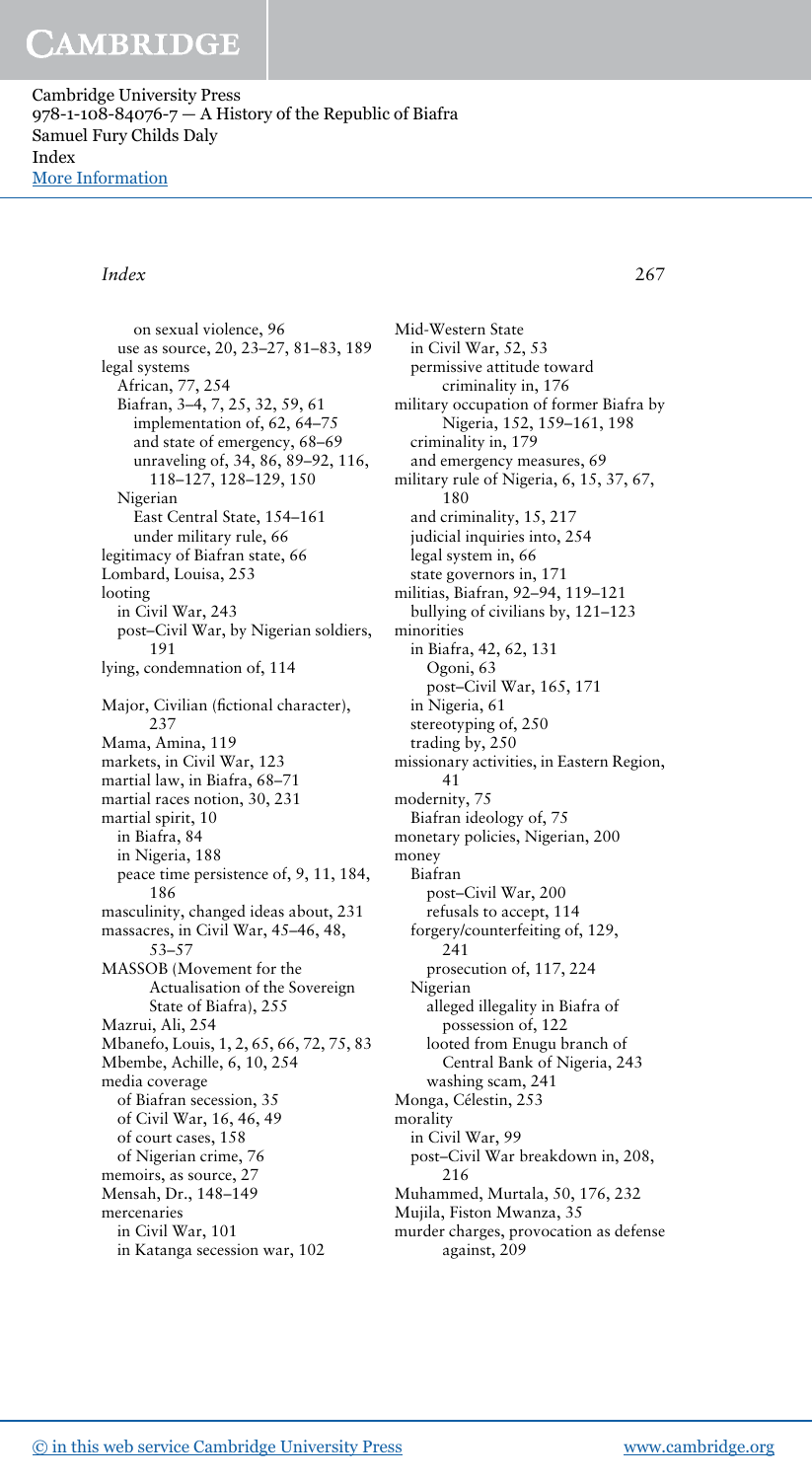on sexual violence, 96
use as source, 20, 23–27, 81–83, 189

legal systems
- African, 77, 254
- Biafran, 3–4, 7, 25, 32, 59, 61
  - implementation of, 62, 64–75
  - and state of emergency, 68–69
  - unraveling of, 34, 86, 89–92, 116, 118–127, 128–129, 150
- Nigerian
  - East Central State, 154–161
  - under military rule, 66

legitimacy of Biafran state, 66

Lombard, Louisa, 253

looting
- in Civil War, 243
- post–Civil War, by Nigerian soldiers, 191

lying, condemnation of, 114

Major, Civilian (fictional character), 237

Mama, Amina, 119

markets, in Civil War, 123

martial law, in Biafra, 68–71

martial races notion, 30, 231

martial spirit, 10
- in Biafra, 84
- in Nigeria, 188
- peace time persistence of, 9, 11, 184, 186

masculinity, changed ideas about, 231

massacres, in Civil War, 45–46, 48, 53–57

MASSOB (Movement for the Actualisation of the Sovereign State of Biafra), 255

Mazrui, Ali, 254

Mbanefo, Louis, 1, 2, 65, 66, 72, 75, 83

Mbembe, Achille, 6, 10, 254

media coverage
- of Biafran secession, 35
- of Civil War, 16, 46, 49
- of court cases, 158
- of Nigerian crime, 76

memoirs, as source, 27

Mensah, Dr., 148–149

mercenaries
- in Civil War, 101
- in Katanga secession war, 102

Mid-Western State
- in Civil War, 52, 53
- permissive attitude toward criminality in, 176

military occupation of former Biafra by Nigeria, 152, 159–161, 198
- criminality in, 179
- and emergency measures, 69

military rule of Nigeria, 6, 15, 37, 67, 180
- and criminality, 15, 217
- judicial inquiries into, 254
- legal system in, 66
- state governors in, 171

militias, Biafran, 92–94, 119–121
- bullying of civilians by, 121–123

minorities
- in Biafra, 42, 62, 131
  - Ogoni, 63
  - post–Civil War, 165, 171
- in Nigeria, 61
- stereotyping of, 250
- trading by, 250

missionary activities, in Eastern Region, 41

modernity, 75
- Biafran ideology of, 75

monetary policies, Nigerian, 200

money
- Biafran
  - post–Civil War, 200
  - refusals to accept, 114
- forgery/counterfeiting of, 129, 241
  - prosecution of, 117, 224
- Nigerian
  - alleged illegality in Biafra of possession of, 122
  - looted from Enugu branch of Central Bank of Nigeria, 243
  - washing scam, 241

Monga, Célestin, 253

morality
- in Civil War, 99
- post–Civil War breakdown in, 208, 216

Muhammed, Murtala, 50, 176, 232

Mujila, Fiston Mwanza, 35

murder charges, provocation as defense against, 209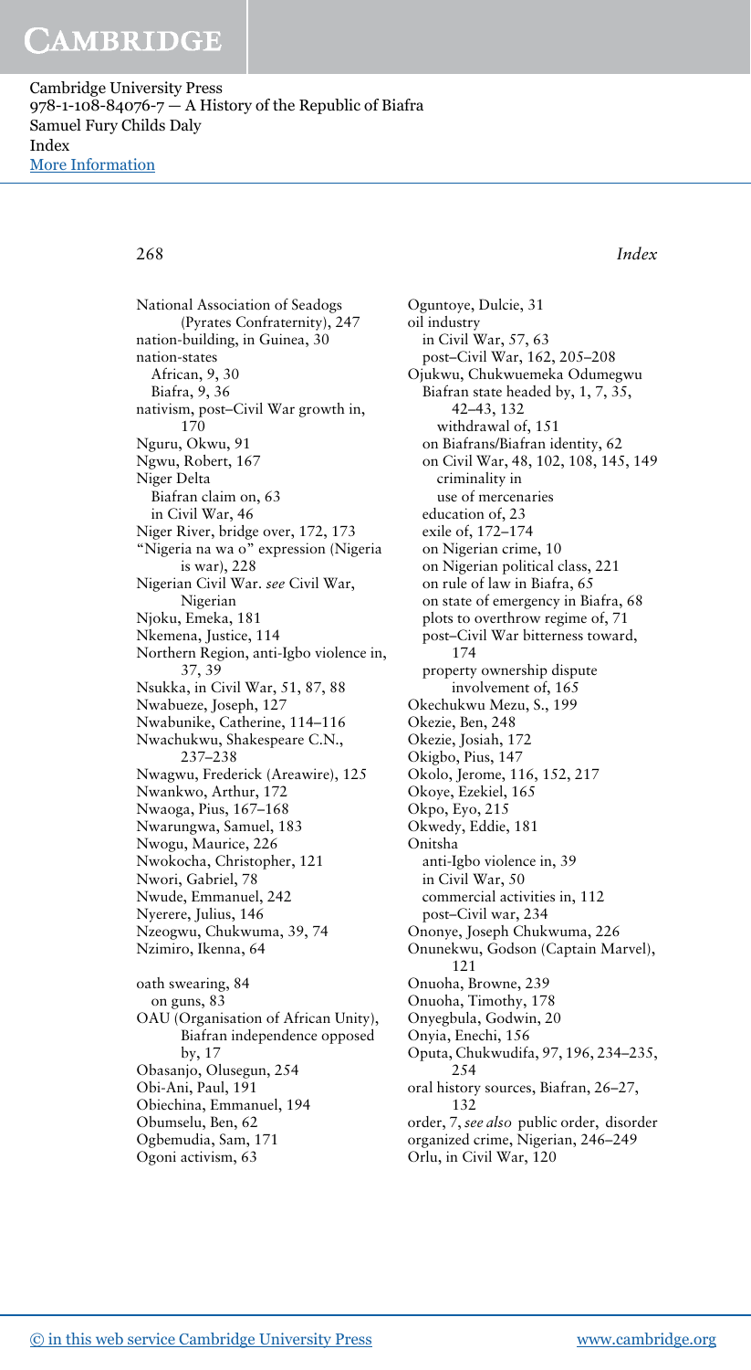National Association of Seadogs (Pyrates Confraternity), 247
nation-building, in Guinea, 30
nation-states
  African, 9, 30
  Biafra, 9, 36
nativism, post–Civil War growth in, 170
Nguru, Okwu, 91
Ngwu, Robert, 167
Niger Delta
  Biafran claim on, 63
  in Civil War, 46
Niger River, bridge over, 172, 173
"Nigeria na wa o" expression (Nigeria is war), 228
Nigerian Civil War. *see* Civil War, Nigerian
Njoku, Emeka, 181
Nkemena, Justice, 114
Northern Region, anti-Igbo violence in, 37, 39
Nsukka, in Civil War, 51, 87, 88
Nwabueze, Joseph, 127
Nwabunike, Catherine, 114–116
Nwachukwu, Shakespeare C.N., 237–238
Nwagwu, Frederick (Areawire), 125
Nwankwo, Arthur, 172
Nwaoga, Pius, 167–168
Nwarungwa, Samuel, 183
Nwogu, Maurice, 226
Nwokocha, Christopher, 121
Nwori, Gabriel, 78
Nwude, Emmanuel, 242
Nyerere, Julius, 146
Nzeogwu, Chukwuma, 39, 74
Nzimiro, Ikenna, 64

oath swearing, 84
  on guns, 83
OAU (Organisation of African Unity), Biafran independence opposed by, 17
Obasanjo, Olusegun, 254
Obi-Ani, Paul, 191
Obiechina, Emmanuel, 194
Obumselu, Ben, 62
Ogbemudia, Sam, 171
Ogoni activism, 63
Oguntoye, Dulcie, 31
oil industry
  in Civil War, 57, 63
  post–Civil War, 162, 205–208
Ojukwu, Chukwuemeka Odumegwu
  Biafran state headed by, 1, 7, 35, 42–43, 132
    withdrawal of, 151
  on Biafrans/Biafran identity, 62
  on Civil War, 48, 102, 108, 145, 149
    criminality in
    use of mercenaries
  education of, 23
  exile of, 172–174
  on Nigerian crime, 10
  on Nigerian political class, 221
  on rule of law in Biafra, 65
  on state of emergency in Biafra, 68
  plots to overthrow regime of, 71
  post–Civil War bitterness toward, 174
  property ownership dispute involvement of, 165
Okechukwu Mezu, S., 199
Okezie, Ben, 248
Okezie, Josiah, 172
Okigbo, Pius, 147
Okolo, Jerome, 116, 152, 217
Okoye, Ezekiel, 165
Okpo, Eyo, 215
Okwedy, Eddie, 181
Onitsha
  anti-Igbo violence in, 39
  in Civil War, 50
  commercial activities in, 112
  post–Civil war, 234
Ononye, Joseph Chukwuma, 226
Onunekwu, Godson (Captain Marvel), 121
Onuoha, Browne, 239
Onuoha, Timothy, 178
Onyegbula, Godwin, 20
Onyia, Enechi, 156
Oputa, Chukwudifa, 97, 196, 234–235, 254
oral history sources, Biafran, 26–27, 132
order, 7, *see also* public order, disorder
organized crime, Nigerian, 246–249
Orlu, in Civil War, 120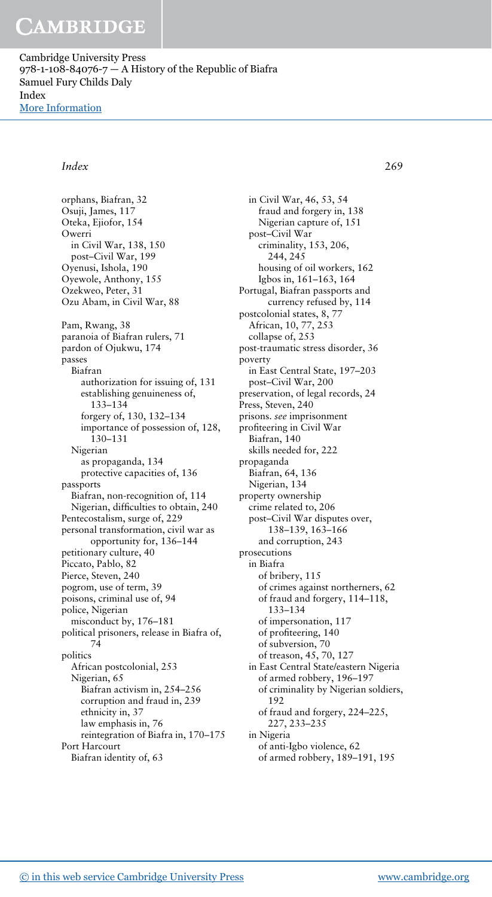orphans, Biafran, 32
Osuji, James, 117
Oteka, Ejiofor, 154
Owerri
  in Civil War, 138, 150
  post–Civil War, 199
Oyenusi, Ishola, 190
Oyewole, Anthony, 155
Ozekweo, Peter, 31
Ozu Abam, in Civil War, 88

Pam, Rwang, 38
paranoia of Biafran rulers, 71
pardon of Ojukwu, 174
passes
  Biafran
    authorization for issuing of, 131
    establishing genuineness of, 133–134
    forgery of, 130, 132–134
    importance of possession of, 128, 130–131
  Nigerian
    as propaganda, 134
    protective capacities of, 136
passports
  Biafran, non-recognition of, 114
  Nigerian, difficulties to obtain, 240
Pentecostalism, surge of, 229
personal transformation, civil war as opportunity for, 136–144
petitionary culture, 40
Piccato, Pablo, 82
Pierce, Steven, 240
pogrom, use of term, 39
poisons, criminal use of, 94
police, Nigerian
  misconduct by, 176–181
political prisoners, release in Biafra of, 74
politics
  African postcolonial, 253
  Nigerian, 65
    Biafran activism in, 254–256
    corruption and fraud in, 239
    ethnicity in, 37
    law emphasis in, 76
    reintegration of Biafra in, 170–175
Port Harcourt
  Biafran identity of, 63
  in Civil War, 46, 53, 54
    fraud and forgery in, 138
    Nigerian capture of, 151
  post–Civil War
    criminality, 153, 206, 244, 245
    housing of oil workers, 162
    Igbos in, 161–163, 164
Portugal, Biafran passports and currency refused by, 114
postcolonial states, 8, 77
  African, 10, 77, 253
  collapse of, 253
post-traumatic stress disorder, 36
poverty
  in East Central State, 197–203
  post–Civil War, 200
preservation, of legal records, 24
Press, Steven, 240
prisons. *see* imprisonment
profiteering in Civil War
  Biafran, 140
  skills needed for, 222
propaganda
  Biafran, 64, 136
  Nigerian, 134
property ownership
  crime related to, 206
  post–Civil War disputes over, 138–139, 163–166
    and corruption, 243
prosecutions
  in Biafra
    of bribery, 115
    of crimes against northerners, 62
    of fraud and forgery, 114–118, 133–134
    of impersonation, 117
    of profiteering, 140
    of subversion, 70
    of treason, 45, 70, 127
  in East Central State/eastern Nigeria
    of armed robbery, 196–197
    of criminality by Nigerian soldiers, 192
    of fraud and forgery, 224–225, 227, 233–235
  in Nigeria
    of anti-Igbo violence, 62
    of armed robbery, 189–191, 195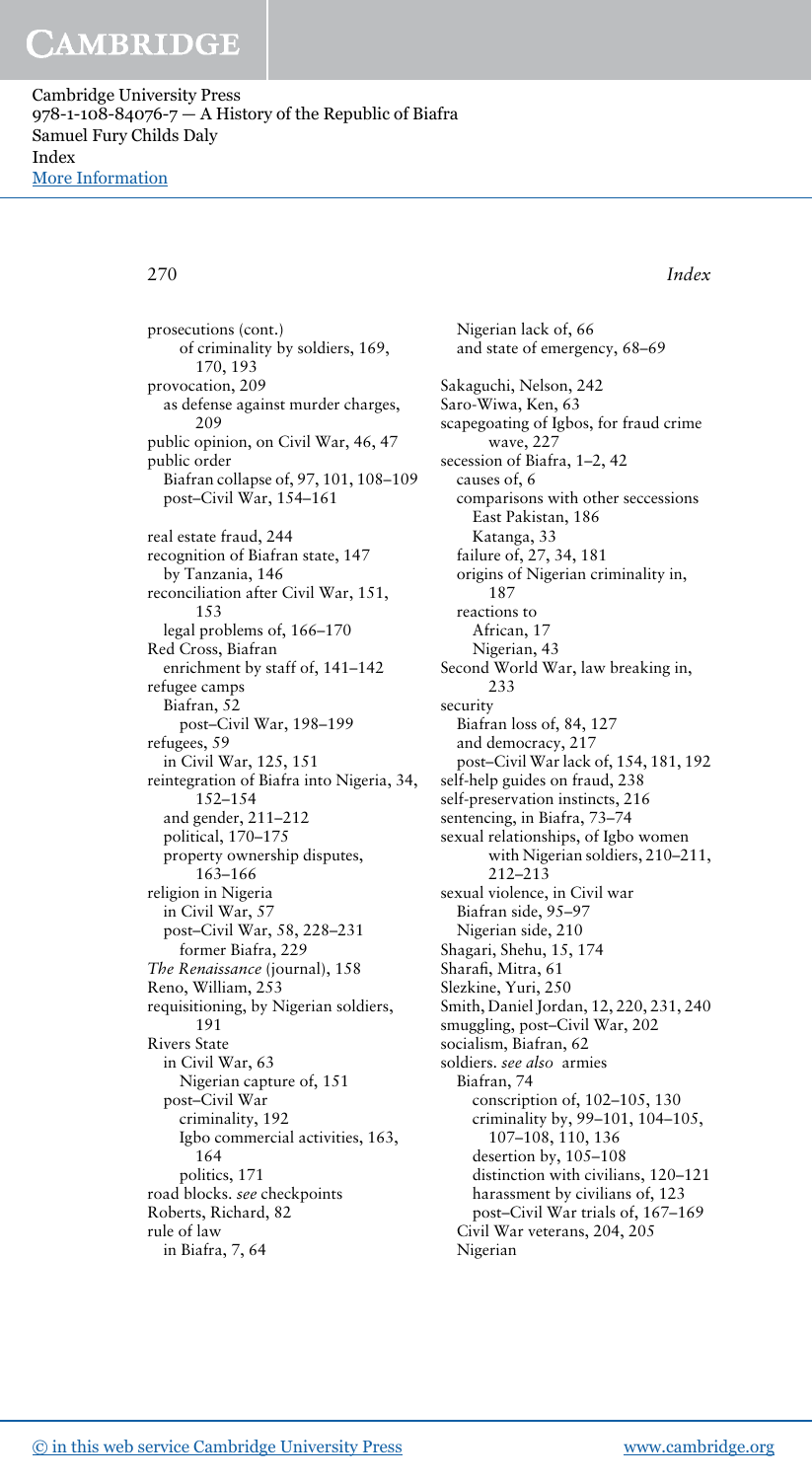prosecutions (cont.)
    of criminality by soldiers, 169, 170, 193
provocation, 209
    as defense against murder charges, 209
public opinion, on Civil War, 46, 47
public order
    Biafran collapse of, 97, 101, 108–109
    post–Civil War, 154–161

real estate fraud, 244
recognition of Biafran state, 147
    by Tanzania, 146
reconciliation after Civil War, 151, 153
    legal problems of, 166–170
Red Cross, Biafran
    enrichment by staff of, 141–142
refugee camps
    Biafran, 52
    post–Civil War, 198–199
refugees, 59
    in Civil War, 125, 151
reintegration of Biafra into Nigeria, 34, 152–154
    and gender, 211–212
    political, 170–175
    property ownership disputes, 163–166
religion in Nigeria
    in Civil War, 57
    post–Civil War, 58, 228–231
        former Biafra, 229
*The Renaissance* (journal), 158
Reno, William, 253
requisitioning, by Nigerian soldiers, 191
Rivers State
    in Civil War, 63
        Nigerian capture of, 151
    post–Civil War
        criminality, 192
        Igbo commercial activities, 163, 164
        politics, 171
road blocks. *see* checkpoints
Roberts, Richard, 82
rule of law
    in Biafra, 7, 64
    Nigerian lack of, 66
    and state of emergency, 68–69

Sakaguchi, Nelson, 242
Saro-Wiwa, Ken, 63
scapegoating of Igbos, for fraud crime wave, 227
secession of Biafra, 1–2, 42
    causes of, 6
    comparisons with other seccessions
        East Pakistan, 186
        Katanga, 33
    failure of, 27, 34, 181
    origins of Nigerian criminality in, 187
    reactions to
        African, 17
        Nigerian, 43
Second World War, law breaking in, 233
security
    Biafran loss of, 84, 127
    and democracy, 217
    post–Civil War lack of, 154, 181, 192
self-help guides on fraud, 238
self-preservation instincts, 216
sentencing, in Biafra, 73–74
sexual relationships, of Igbo women with Nigerian soldiers, 210–211, 212–213
sexual violence, in Civil war
    Biafran side, 95–97
    Nigerian side, 210
Shagari, Shehu, 15, 174
Sharafi, Mitra, 61
Slezkine, Yuri, 250
Smith, Daniel Jordan, 12, 220, 231, 240
smuggling, post–Civil War, 202
socialism, Biafran, 62
soldiers. *see also* armies
    Biafran, 74
        conscription of, 102–105, 130
        criminality by, 99–101, 104–105, 107–108, 110, 136
        desertion by, 105–108
        distinction with civilians, 120–121
        harassment by civilians of, 123
        post–Civil War trials of, 167–169
    Civil War veterans, 204, 205
    Nigerian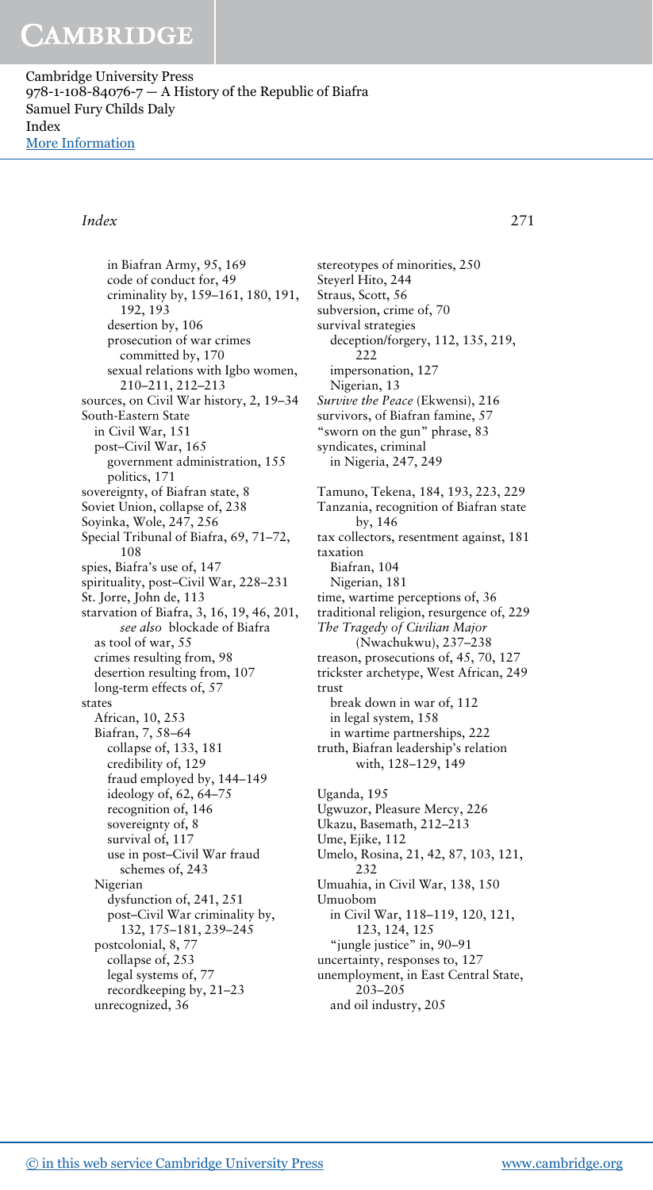in Biafran Army, 95, 169
 code of conduct for, 49
 criminality by, 159–161, 180, 191, 192, 193
 desertion by, 106
 prosecution of war crimes committed by, 170
 sexual relations with Igbo women, 210–211, 212–213

sources, on Civil War history, 2, 19–34

South-Eastern State
 in Civil War, 151
 post–Civil War, 165
  government administration, 155
  politics, 171

sovereignty, of Biafran state, 8

Soviet Union, collapse of, 238

Soyinka, Wole, 247, 256

Special Tribunal of Biafra, 69, 71–72, 108

spies, Biafra's use of, 147

spirituality, post–Civil War, 228–231

St. Jorre, John de, 113

starvation of Biafra, 3, 16, 19, 46, 201, *see also* blockade of Biafra
 as tool of war, 55
 crimes resulting from, 98
 desertion resulting from, 107
 long-term effects of, 57

states
 African, 10, 253
 Biafran, 7, 58–64
  collapse of, 133, 181
  credibility of, 129
  fraud employed by, 144–149
  ideology of, 62, 64–75
  recognition of, 146
  sovereignty of, 8
  survival of, 117
  use in post–Civil War fraud schemes of, 243
 Nigerian
  dysfunction of, 241, 251
  post–Civil War criminality by, 132, 175–181, 239–245
 postcolonial, 8, 77
  collapse of, 253
  legal systems of, 77
  recordkeeping by, 21–23
 unrecognized, 36

stereotypes of minorities, 250

Steyerl Hito, 244

Straus, Scott, 56

subversion, crime of, 70

survival strategies
 deception/forgery, 112, 135, 219, 222
 impersonation, 127
 Nigerian, 13

*Survive the Peace* (Ekwensi), 216

survivors, of Biafran famine, 57

"sworn on the gun" phrase, 83

syndicates, criminal
 in Nigeria, 247, 249

Tamuno, Tekena, 184, 193, 223, 229

Tanzania, recognition of Biafran state by, 146

tax collectors, resentment against, 181

taxation
 Biafran, 104
 Nigerian, 181

time, wartime perceptions of, 36

traditional religion, resurgence of, 229

*The Tragedy of Civilian Major* (Nwachukwu), 237–238

treason, prosecutions of, 45, 70, 127

trickster archetype, West African, 249

trust
 break down in war of, 112
 in legal system, 158
 in wartime partnerships, 222

truth, Biafran leadership's relation with, 128–129, 149

Uganda, 195

Ugwuzor, Pleasure Mercy, 226

Ukazu, Basemath, 212–213

Ume, Ejike, 112

Umelo, Rosina, 21, 42, 87, 103, 121, 232

Umuahia, in Civil War, 138, 150

Umuobom
 in Civil War, 118–119, 120, 121, 123, 124, 125
 "jungle justice" in, 90–91

uncertainty, responses to, 127

unemployment, in East Central State, 203–205
 and oil industry, 205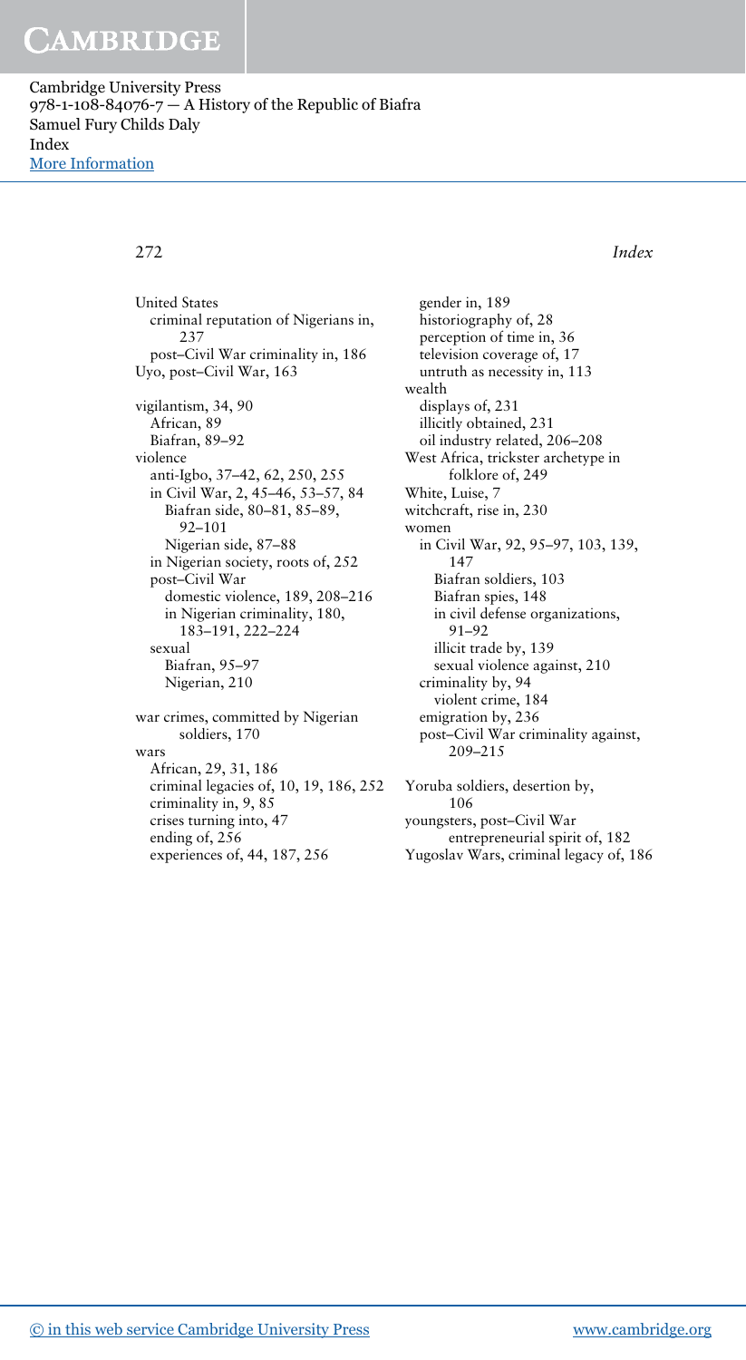United States
  criminal reputation of Nigerians in, 237
  post–Civil War criminality in, 186
Uyo, post–Civil War, 163

vigilantism, 34, 90
  African, 89
  Biafran, 89–92
violence
  anti-Igbo, 37–42, 62, 250, 255
  in Civil War, 2, 45–46, 53–57, 84
    Biafran side, 80–81, 85–89, 92–101
    Nigerian side, 87–88
  in Nigerian society, roots of, 252
  post–Civil War
    domestic violence, 189, 208–216
    in Nigerian criminality, 180, 183–191, 222–224
  sexual
    Biafran, 95–97
    Nigerian, 210

war crimes, committed by Nigerian soldiers, 170
wars
  African, 29, 31, 186
  criminal legacies of, 10, 19, 186, 252
  criminality in, 9, 85
  crises turning into, 47
  ending of, 256
  experiences of, 44, 187, 256
  gender in, 189
  historiography of, 28
  perception of time in, 36
  television coverage of, 17
  untruth as necessity in, 113
wealth
  displays of, 231
  illicitly obtained, 231
  oil industry related, 206–208
West Africa, trickster archetype in folklore of, 249
White, Luise, 7
witchcraft, rise in, 230
women
  in Civil War, 92, 95–97, 103, 139, 147
    Biafran soldiers, 103
    Biafran spies, 148
    in civil defense organizations, 91–92
    illicit trade by, 139
    sexual violence against, 210
  criminality by, 94
    violent crime, 184
  emigration by, 236
  post–Civil War criminality against, 209–215

Yoruba soldiers, desertion by, 106
youngsters, post–Civil War entrepreneurial spirit of, 182
Yugoslav Wars, criminal legacy of, 186